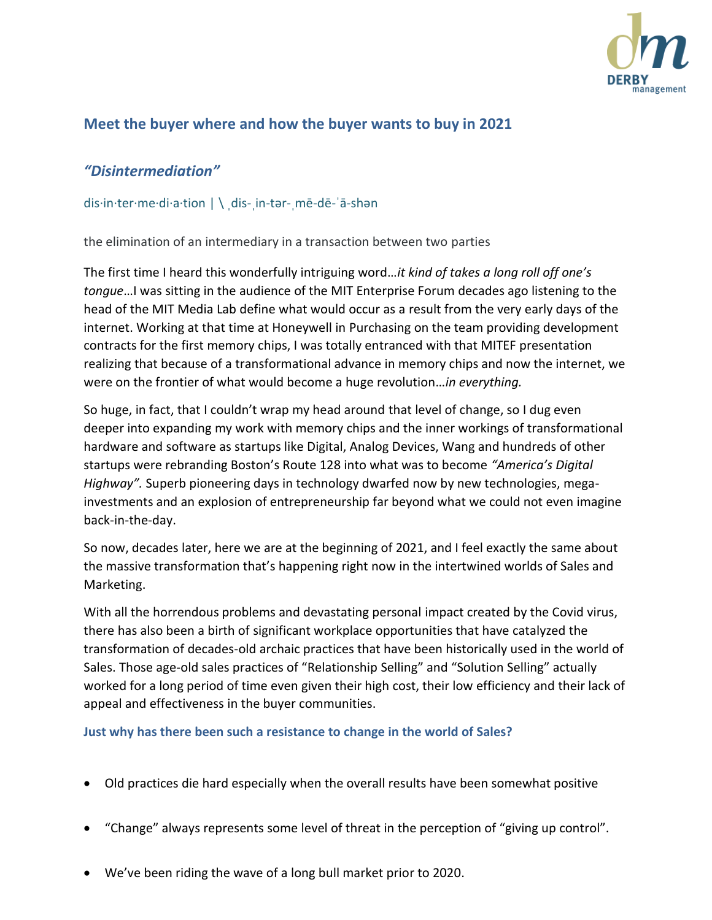## Meet the buyer where and how the buyer wants to buy in 2021

### *"Disintermediation"*

dis·in·ter·me·di·a·tion | \ ˌdis-ˌin-tər-ˌmē-dē-ˈā-shən

the elimination of an intermediary in a transaction between two parties

The first time I heard this wonderfully intriguing word…*it kind of takes a long roll off one's tongue*…I was sitting in the audience of the MIT Enterprise Forum decades ago listening to the head of the MIT Media Lab define what would occur as a result from the very early days of the internet. Working at that time at Honeywell in Purchasing on the team providing development contracts for the first memory chips, I was totally entranced with that MITEF presentation realizing that because of a transformational advance in memory chips and now the internet, we were on the frontier of what would become a huge revolution…*in everything.*

So huge, in fact, that I couldn't wrap my head around that level of change, so I dug even deeper into expanding my work with memory chips and the inner workings of transformational hardware and software as startups like Digital, Analog Devices, Wang and hundreds of other startups were rebranding Boston's Route 128 into what was to become *"America's Digital Highway".* Superb pioneering days in technology dwarfed now by new technologies, mega-investments and an explosion of entrepreneurship far beyond what we could not even imagine back-in-the-day.

So now, decades later, here we are at the beginning of 2021, and I feel exactly the same about the massive transformation that's happening right now in the intertwined worlds of Sales and Marketing.

With all the horrendous problems and devastating personal impact created by the Covid virus, there has also been a birth of significant workplace opportunities that have catalyzed the transformation of decades-old archaic practices that have been historically used in the world of Sales. Those age-old sales practices of "Relationship Selling" and "Solution Selling" actually worked for a long period of time even given their high cost, their low efficiency and their lack of appeal and effectiveness in the buyer communities.

**Just why has there been such a resistance to change in the world of Sales?**

- Old practices die hard especially when the overall results have been somewhat positive
- "Change" always represents some level of threat in the perception of "giving up control".
- We've been riding the wave of a long bull market prior to 2020.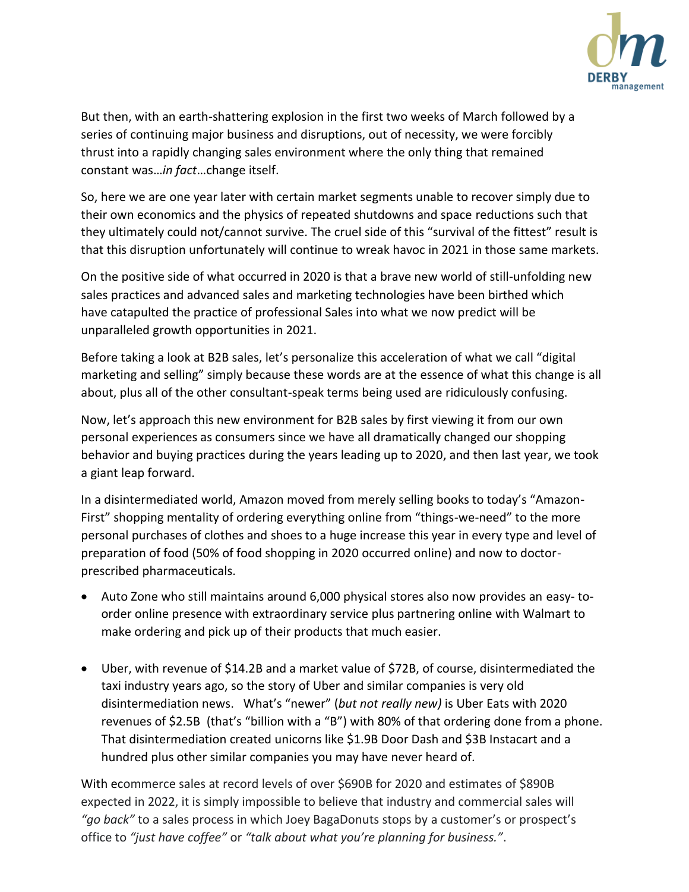But then, with an earth-shattering explosion in the first two weeks of March followed by a series of continuing major business and disruptions, out of necessity, we were forcibly thrust into a rapidly changing sales environment where the only thing that remained constant was…*in fact*…change itself.

So, here we are one year later with certain market segments unable to recover simply due to their own economics and the physics of repeated shutdowns and space reductions such that they ultimately could not/cannot survive. The cruel side of this "survival of the fittest" result is that this disruption unfortunately will continue to wreak havoc in 2021 in those same markets.

On the positive side of what occurred in 2020 is that a brave new world of still-unfolding new sales practices and advanced sales and marketing technologies have been birthed which have catapulted the practice of professional Sales into what we now predict will be unparalleled growth opportunities in 2021.

Before taking a look at B2B sales, let's personalize this acceleration of what we call "digital marketing and selling" simply because these words are at the essence of what this change is all about, plus all of the other consultant-speak terms being used are ridiculously confusing.

Now, let's approach this new environment for B2B sales by first viewing it from our own personal experiences as consumers since we have all dramatically changed our shopping behavior and buying practices during the years leading up to 2020, and then last year, we took a giant leap forward.

In a disintermediated world, Amazon moved from merely selling books to today's "Amazon-First" shopping mentality of ordering everything online from "things-we-need" to the more personal purchases of clothes and shoes to a huge increase this year in every type and level of preparation of food (50% of food shopping in 2020 occurred online) and now to doctor-prescribed pharmaceuticals.

- Auto Zone who still maintains around 6,000 physical stores also now provides an easy- to-order online presence with extraordinary service plus partnering online with Walmart to make ordering and pick up of their products that much easier.

- Uber, with revenue of $14.2B and a market value of $72B, of course, disintermediated the taxi industry years ago, so the story of Uber and similar companies is very old disintermediation news. What's "newer" (*but not really new)* is Uber Eats with 2020 revenues of $2.5B (that's "billion with a "B") with 80% of that ordering done from a phone. That disintermediation created unicorns like $1.9B Door Dash and $3B Instacart and a hundred plus other similar companies you may have never heard of.

With ecommerce sales at record levels of over $690B for 2020 and estimates of $890B expected in 2022, it is simply impossible to believe that industry and commercial sales will *"go back"* to a sales process in which Joey BagaDonuts stops by a customer's or prospect's office to *"just have coffee"* or *"talk about what you're planning for business."*.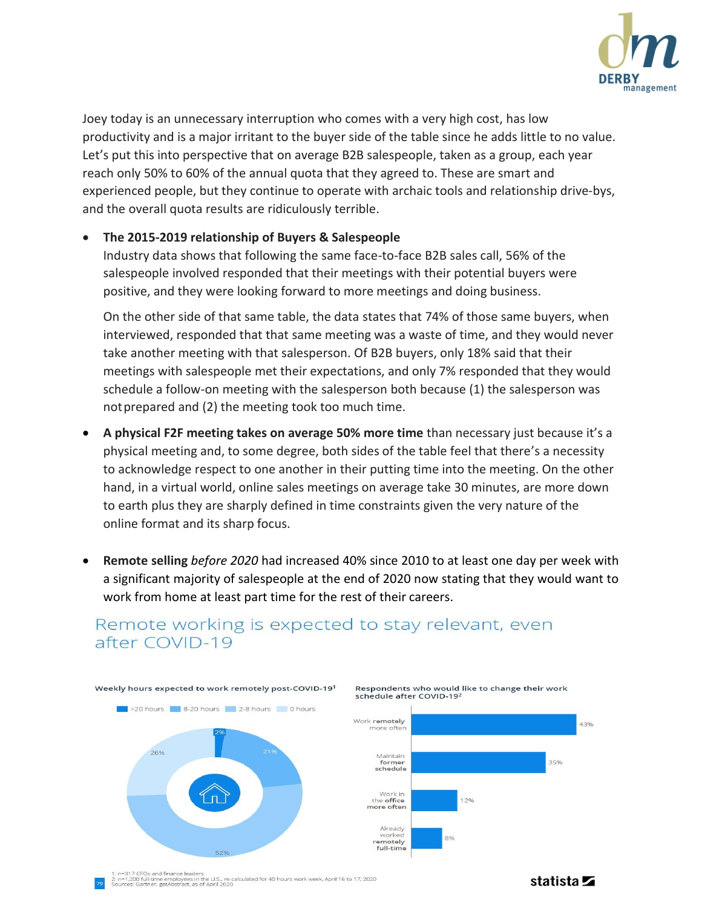Joey today is an unnecessary interruption who comes with a very high cost, has low productivity and is a major irritant to the buyer side of the table since he adds little to no value. Let's put this into perspective that on average B2B salespeople, taken as a group, each year reach only 50% to 60% of the annual quota that they agreed to. These are smart and experienced people, but they continue to operate with archaic tools and relationship drive-bys, and the overall quota results are ridiculously terrible.

- **The 2015-2019 relationship of Buyers & Salespeople**
  Industry data shows that following the same face-to-face B2B sales call, 56% of the salespeople involved responded that their meetings with their potential buyers were positive, and they were looking forward to more meetings and doing business.

  On the other side of that same table, the data states that 74% of those same buyers, when interviewed, responded that that same meeting was a waste of time, and they would never take another meeting with that salesperson. Of B2B buyers, only 18% said that their meetings with salespeople met their expectations, and only 7% responded that they would schedule a follow-on meeting with the salesperson both because (1) the salesperson was not prepared and (2) the meeting took too much time.

- **A physical F2F meeting takes on average 50% more time** than necessary just because it's a physical meeting and, to some degree, both sides of the table feel that there's a necessity to acknowledge respect to one another in their putting time into the meeting. On the other hand, in a virtual world, online sales meetings on average take 30 minutes, are more down to earth plus they are sharply defined in time constraints given the very nature of the online format and its sharp focus.

- **Remote selling** *before 2020* had increased 40% since 2010 to at least one day per week with a significant majority of salespeople at the end of 2020 now stating that they would want to work from home at least part time for the rest of their careers.

## Remote working is expected to stay relevant, even after COVID-19

**Weekly hours expected to work remotely post-COVID-19[1]**

| Hours | Share |
|---|---|
| >20 hours | 2% |
| 8-20 hours | 21% |
| 2-8 hours | 52% |
| 0 hours | 26% |

**Respondents who would like to change their work schedule after COVID-19[2]**

| Response | Share |
|---|---|
| Work remotely more often | 43% |
| Maintain former schedule | 35% |
| Work in the office more often | 12% |
| Already worked remotely full-time | 8% |

1: n=317 CFOs and finance leaders
2: n=1,200 full-time employees in the U.S., re-calculated for 40 hours work week, April 16 to 17, 2020
Sources: Gartner, getAbstract, as of April 2020

statista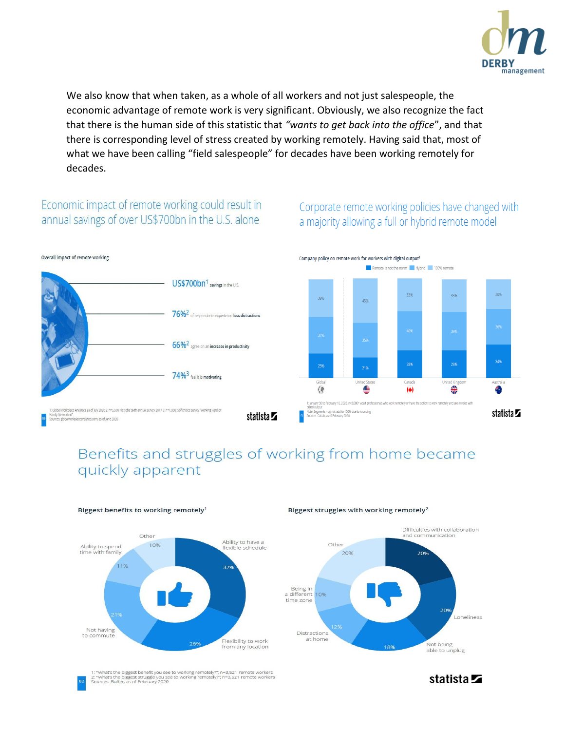We also know that when taken, as a whole of all workers and not just salespeople, the economic advantage of remote work is very significant. Obviously, we also recognize the fact that there is the human side of this statistic that *"wants to get back into the office*", and that there is corresponding level of stress created by working remotely. Having said that, most of what we have been calling "field salespeople" for decades have been working remotely for decades.

## Economic impact of remote working could result in annual savings of over US$700bn in the U.S. alone

Overall impact of remote working

- US$700bn[1] savings in the U.S.
- 76%[2] of respondents experience **less distractions**
- 66%[2] agree on an **increase in productivity**
- 74%[3] feel it is **motivating**

1: Global Workplace Analytics, as of July 2020 2: n=5,500 Flexjobs sixth annual survey 2017 3: n=1,000, Softchoice survey "Working Hard or Hardly Networked"
Sources: globalworkplaceanalytics.com, as of June 2020

## Corporate remote working policies have changed with a majority allowing a full or hybrid remote model

Company policy on remote work for workers with digital output[1]

| | Remote is not the norm | Hybrid | 100% remote |
|---|---|---|---|
| Global | 25% | 37% | 38% |
| United States | 21% | 35% | 45% |
| Canada | 28% | 40% | 33% |
| United Kingdom | 28% | 39% | 33% |
| Australia | 34% | 36% | 30% |

1: January 30 to February 10, 2020; n=3,000+ adult professionals who work remotely or have the option to work remotely and are in roles with digital output
Note: Segments may not add to 100% due to rounding
Sources: GitLab, as of February 2020

## Benefits and struggles of working from home became quickly apparent

Biggest benefits to working remotely[1]

- Ability to have a flexible schedule: 32%
- Flexibility to work from any location: 26%
- Not having to commute: 21%
- Ability to spend time with family: 11%
- Other: 10%

Biggest struggles with working remotely[2]

- Difficulties with collaboration and communication: 20%
- Loneliness: 20%
- Not being able to unplug: 18%
- Distractions at home: 12%
- Being in a different time zone: 10%
- Other: 20%

1: "What's the biggest benefit you see to working remotely?"; n=3,521 remote workers
2: "What's the biggest struggle you see to working remotely?"; n=3,521 remote workers
Sources: Buffer, as of February 2020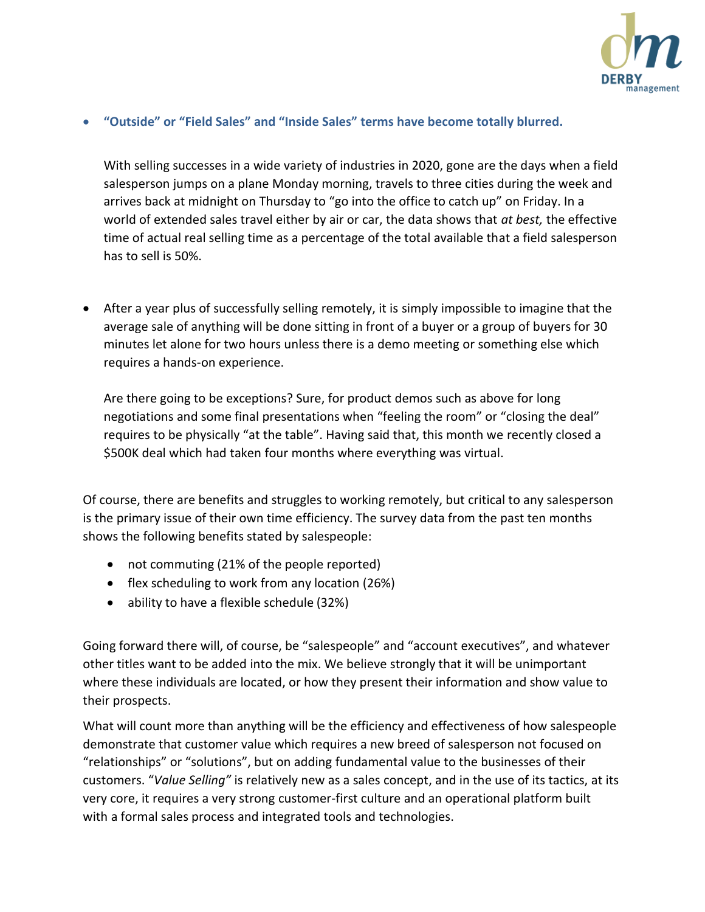- **“Outside” or “Field Sales” and “Inside Sales” terms have become totally blurred.**

  With selling successes in a wide variety of industries in 2020, gone are the days when a field salesperson jumps on a plane Monday morning, travels to three cities during the week and arrives back at midnight on Thursday to “go into the office to catch up” on Friday. In a world of extended sales travel either by air or car, the data shows that *at best,* the effective time of actual real selling time as a percentage of the total available that a field salesperson has to sell is 50%.

- After a year plus of successfully selling remotely, it is simply impossible to imagine that the average sale of anything will be done sitting in front of a buyer or a group of buyers for 30 minutes let alone for two hours unless there is a demo meeting or something else which requires a hands-on experience.

  Are there going to be exceptions? Sure, for product demos such as above for long negotiations and some final presentations when “feeling the room” or “closing the deal” requires to be physically “at the table”. Having said that, this month we recently closed a $500K deal which had taken four months where everything was virtual.

Of course, there are benefits and struggles to working remotely, but critical to any salesperson is the primary issue of their own time efficiency. The survey data from the past ten months shows the following benefits stated by salespeople:

- not commuting (21% of the people reported)
- flex scheduling to work from any location (26%)
- ability to have a flexible schedule (32%)

Going forward there will, of course, be “salespeople” and “account executives”, and whatever other titles want to be added into the mix. We believe strongly that it will be unimportant where these individuals are located, or how they present their information and show value to their prospects.

What will count more than anything will be the efficiency and effectiveness of how salespeople demonstrate that customer value which requires a new breed of salesperson not focused on “relationships” or “solutions”, but on adding fundamental value to the businesses of their customers. “*Value Selling”* is relatively new as a sales concept, and in the use of its tactics, at its very core, it requires a very strong customer-first culture and an operational platform built with a formal sales process and integrated tools and technologies.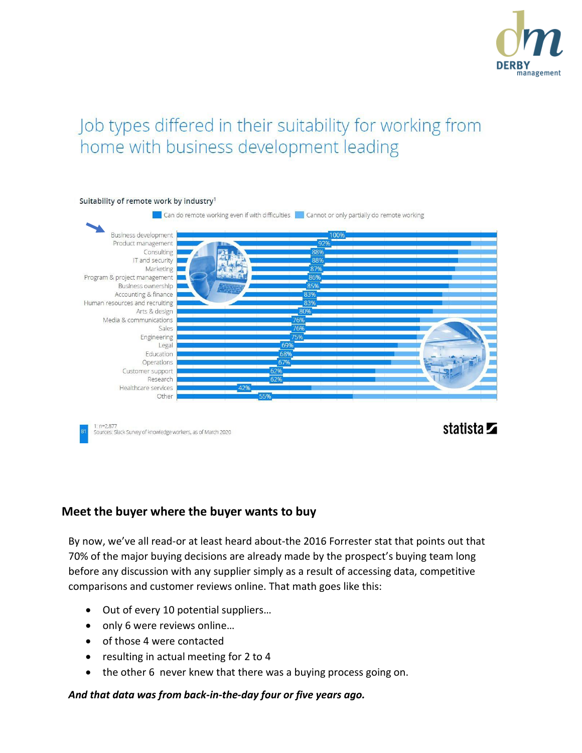# Job types differed in their suitability for working from home with business development leading

**Suitability of remote work by industry**[1]

| Industry | Can do remote working even if with difficulties |
|---|---|
| Business development | 100% |
| Product management | 92% |
| Consulting | 88% |
| IT and security | 88% |
| Marketing | 87% |
| Program & project management | 86% |
| Business ownership | 85% |
| Accounting & finance | 83% |
| Human resources and recruiting | 83% |
| Arts & design | 80% |
| Media & communications | 76% |
| Sales | 76% |
| Engineering | 75% |
| Legal | 69% |
| Education | 68% |
| Operations | 67% |
| Customer support | 62% |
| Research | 62% |
| Healthcare services | 42% |
| Other | 55% |

Legend: Can do remote working even if with difficulties / Cannot or only partially do remote working

1: n=2,877
Sources: Slack Survey of knowledge workers, as of March 2020

statista

## Meet the buyer where the buyer wants to buy

By now, we've all read-or at least heard about-the 2016 Forrester stat that points out that 70% of the major buying decisions are already made by the prospect's buying team long before any discussion with any supplier simply as a result of accessing data, competitive comparisons and customer reviews online. That math goes like this:

- Out of every 10 potential suppliers…
- only 6 were reviews online…
- of those 4 were contacted
- resulting in actual meeting for 2 to 4
- the other 6 never knew that there was a buying process going on.

***And that data was from back-in-the-day four or five years ago.***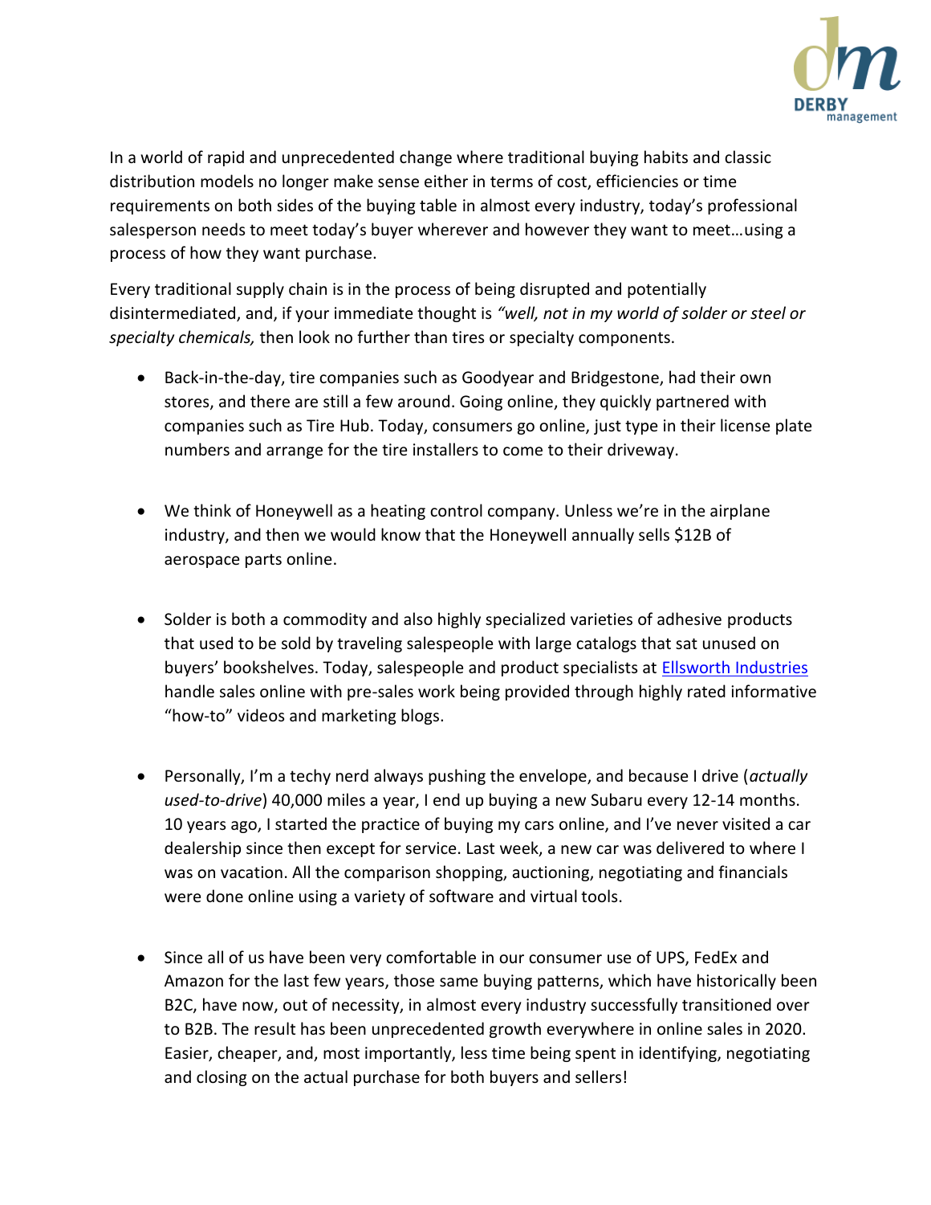In a world of rapid and unprecedented change where traditional buying habits and classic distribution models no longer make sense either in terms of cost, efficiencies or time requirements on both sides of the buying table in almost every industry, today's professional salesperson needs to meet today's buyer wherever and however they want to meet…using a process of how they want purchase.

Every traditional supply chain is in the process of being disrupted and potentially disintermediated, and, if your immediate thought is *"well, not in my world of solder or steel or specialty chemicals,* then look no further than tires or specialty components.

- Back-in-the-day, tire companies such as Goodyear and Bridgestone, had their own stores, and there are still a few around. Going online, they quickly partnered with companies such as Tire Hub. Today, consumers go online, just type in their license plate numbers and arrange for the tire installers to come to their driveway.

- We think of Honeywell as a heating control company. Unless we're in the airplane industry, and then we would know that the Honeywell annually sells $12B of aerospace parts online.

- Solder is both a commodity and also highly specialized varieties of adhesive products that used to be sold by traveling salespeople with large catalogs that sat unused on buyers' bookshelves. Today, salespeople and product specialists at Ellsworth Industries handle sales online with pre-sales work being provided through highly rated informative "how-to" videos and marketing blogs.

- Personally, I'm a techy nerd always pushing the envelope, and because I drive (*actually used-to-drive*) 40,000 miles a year, I end up buying a new Subaru every 12-14 months. 10 years ago, I started the practice of buying my cars online, and I've never visited a car dealership since then except for service. Last week, a new car was delivered to where I was on vacation. All the comparison shopping, auctioning, negotiating and financials were done online using a variety of software and virtual tools.

- Since all of us have been very comfortable in our consumer use of UPS, FedEx and Amazon for the last few years, those same buying patterns, which have historically been B2C, have now, out of necessity, in almost every industry successfully transitioned over to B2B. The result has been unprecedented growth everywhere in online sales in 2020. Easier, cheaper, and, most importantly, less time being spent in identifying, negotiating and closing on the actual purchase for both buyers and sellers!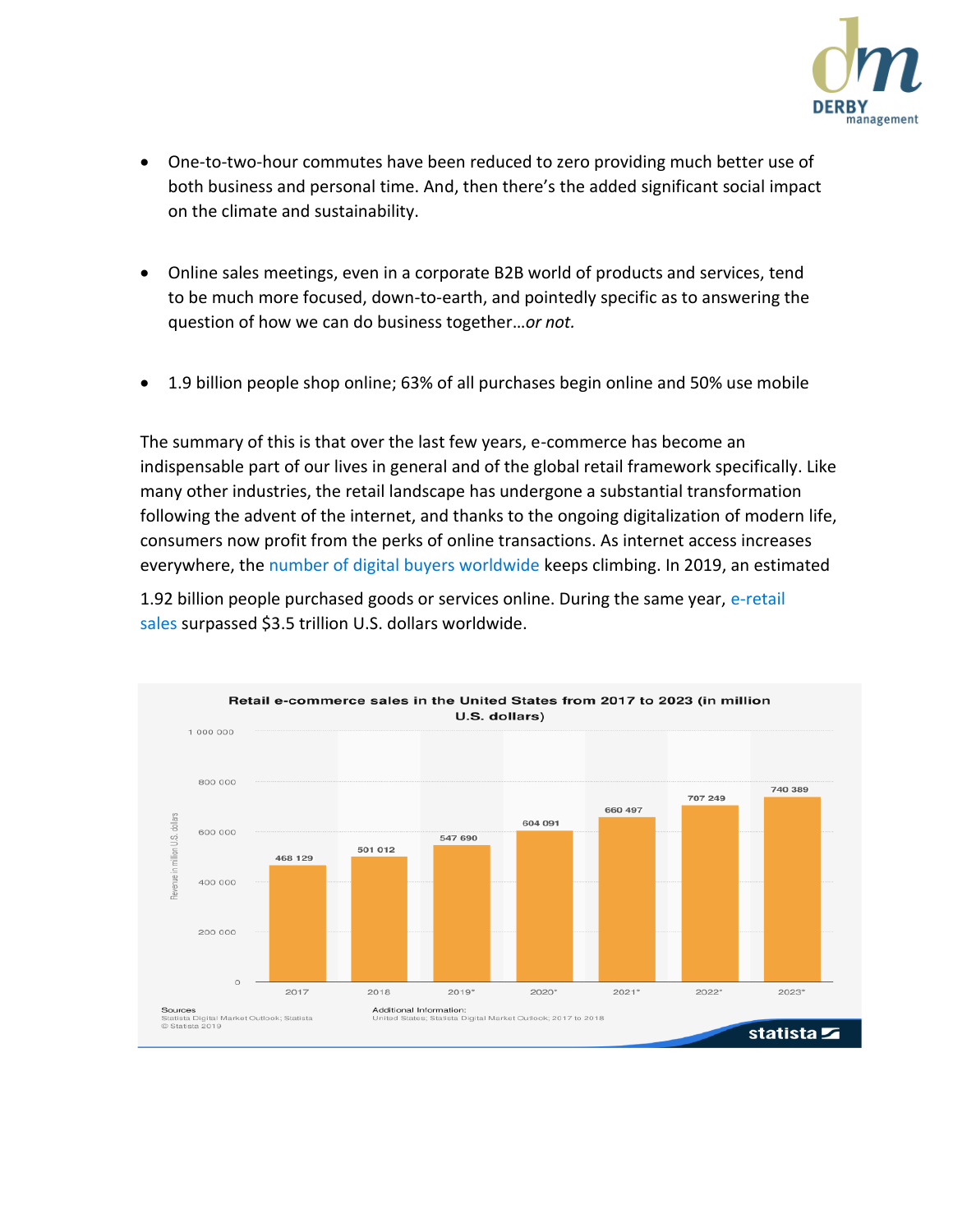- One-to-two-hour commutes have been reduced to zero providing much better use of both business and personal time. And, then there's the added significant social impact on the climate and sustainability.

- Online sales meetings, even in a corporate B2B world of products and services, tend to be much more focused, down-to-earth, and pointedly specific as to answering the question of how we can do business together…*or not.*

- 1.9 billion people shop online; 63% of all purchases begin online and 50% use mobile

The summary of this is that over the last few years, e-commerce has become an indispensable part of our lives in general and of the global retail framework specifically. Like many other industries, the retail landscape has undergone a substantial transformation following the advent of the internet, and thanks to the ongoing digitalization of modern life, consumers now profit from the perks of online transactions. As internet access increases everywhere, the number of digital buyers worldwide keeps climbing. In 2019, an estimated 1.92 billion people purchased goods or services online. During the same year, e-retail sales surpassed $3.5 trillion U.S. dollars worldwide.

**Retail e-commerce sales in the United States from 2017 to 2023 (in million U.S. dollars)**

| Year | Revenue in million U.S. dollars |
|---|---|
| 2017 | 468 129 |
| 2018 | 501 012 |
| 2019* | 547 690 |
| 2020* | 604 091 |
| 2021* | 660 497 |
| 2022* | 707 249 |
| 2023* | 740 389 |

Sources: Statista Digital Market Outlook; Statista © Statista 2019

Additional Information: United States; Statista Digital Market Outlook; 2017 to 2018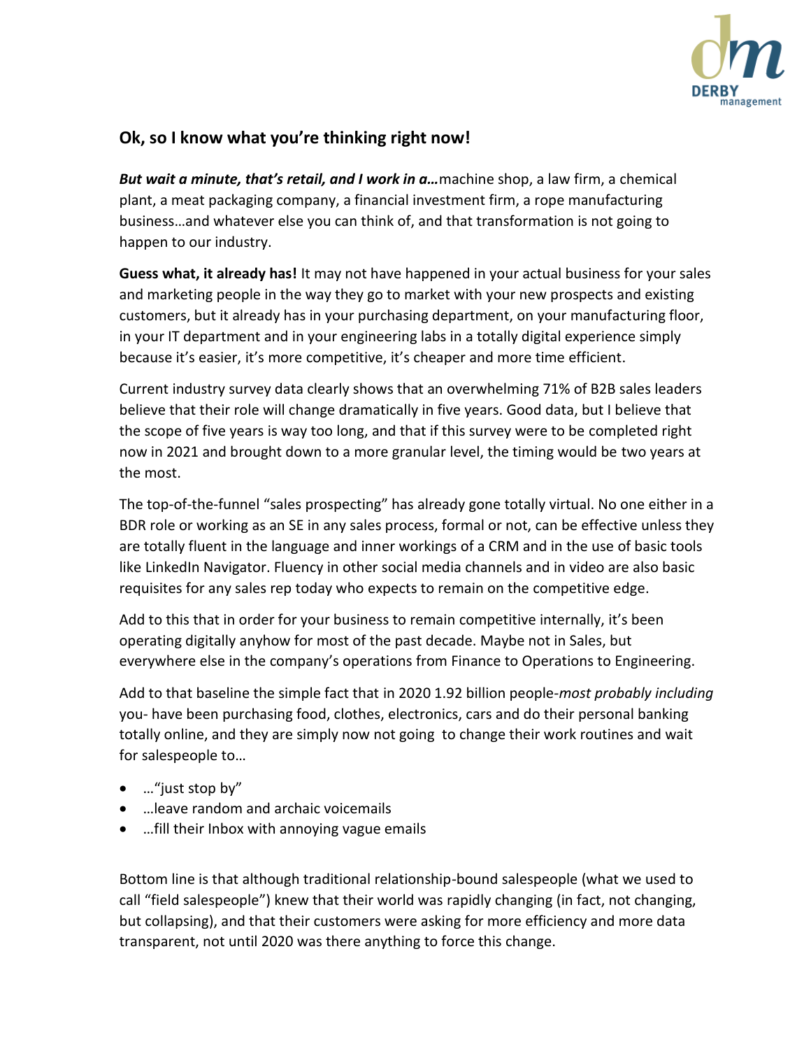## Ok, so I know what you're thinking right now!

***But wait a minute, that's retail, and I work in a…***machine shop, a law firm, a chemical plant, a meat packaging company, a financial investment firm, a rope manufacturing business…and whatever else you can think of, and that transformation is not going to happen to our industry.

**Guess what, it already has!** It may not have happened in your actual business for your sales and marketing people in the way they go to market with your new prospects and existing customers, but it already has in your purchasing department, on your manufacturing floor, in your IT department and in your engineering labs in a totally digital experience simply because it's easier, it's more competitive, it's cheaper and more time efficient.

Current industry survey data clearly shows that an overwhelming 71% of B2B sales leaders believe that their role will change dramatically in five years. Good data, but I believe that the scope of five years is way too long, and that if this survey were to be completed right now in 2021 and brought down to a more granular level, the timing would be two years at the most.

The top-of-the-funnel "sales prospecting" has already gone totally virtual. No one either in a BDR role or working as an SE in any sales process, formal or not, can be effective unless they are totally fluent in the language and inner workings of a CRM and in the use of basic tools like LinkedIn Navigator. Fluency in other social media channels and in video are also basic requisites for any sales rep today who expects to remain on the competitive edge.

Add to this that in order for your business to remain competitive internally, it's been operating digitally anyhow for most of the past decade. Maybe not in Sales, but everywhere else in the company's operations from Finance to Operations to Engineering.

Add to that baseline the simple fact that in 2020 1.92 billion people-*most probably including* you- have been purchasing food, clothes, electronics, cars and do their personal banking totally online, and they are simply now not going to change their work routines and wait for salespeople to…

- …"just stop by"
- …leave random and archaic voicemails
- …fill their Inbox with annoying vague emails

Bottom line is that although traditional relationship-bound salespeople (what we used to call "field salespeople") knew that their world was rapidly changing (in fact, not changing, but collapsing), and that their customers were asking for more efficiency and more data transparent, not until 2020 was there anything to force this change.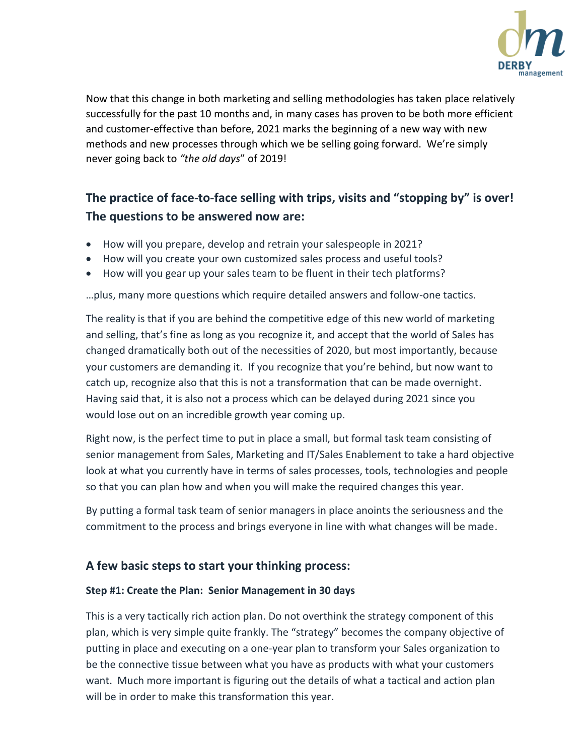Now that this change in both marketing and selling methodologies has taken place relatively successfully for the past 10 months and, in many cases has proven to be both more efficient and customer-effective than before, 2021 marks the beginning of a new way with new methods and new processes through which we be selling going forward. We're simply never going back to *"the old days*" of 2019!

## The practice of face-to-face selling with trips, visits and "stopping by" is over! The questions to be answered now are:

- How will you prepare, develop and retrain your salespeople in 2021?
- How will you create your own customized sales process and useful tools?
- How will you gear up your sales team to be fluent in their tech platforms?

…plus, many more questions which require detailed answers and follow-one tactics.

The reality is that if you are behind the competitive edge of this new world of marketing and selling, that's fine as long as you recognize it, and accept that the world of Sales has changed dramatically both out of the necessities of 2020, but most importantly, because your customers are demanding it. If you recognize that you're behind, but now want to catch up, recognize also that this is not a transformation that can be made overnight. Having said that, it is also not a process which can be delayed during 2021 since you would lose out on an incredible growth year coming up.

Right now, is the perfect time to put in place a small, but formal task team consisting of senior management from Sales, Marketing and IT/Sales Enablement to take a hard objective look at what you currently have in terms of sales processes, tools, technologies and people so that you can plan how and when you will make the required changes this year.

By putting a formal task team of senior managers in place anoints the seriousness and the commitment to the process and brings everyone in line with what changes will be made.

## A few basic steps to start your thinking process:

### Step #1: Create the Plan: Senior Management in 30 days

This is a very tactically rich action plan. Do not overthink the strategy component of this plan, which is very simple quite frankly. The "strategy" becomes the company objective of putting in place and executing on a one-year plan to transform your Sales organization to be the connective tissue between what you have as products with what your customers want. Much more important is figuring out the details of what a tactical and action plan will be in order to make this transformation this year.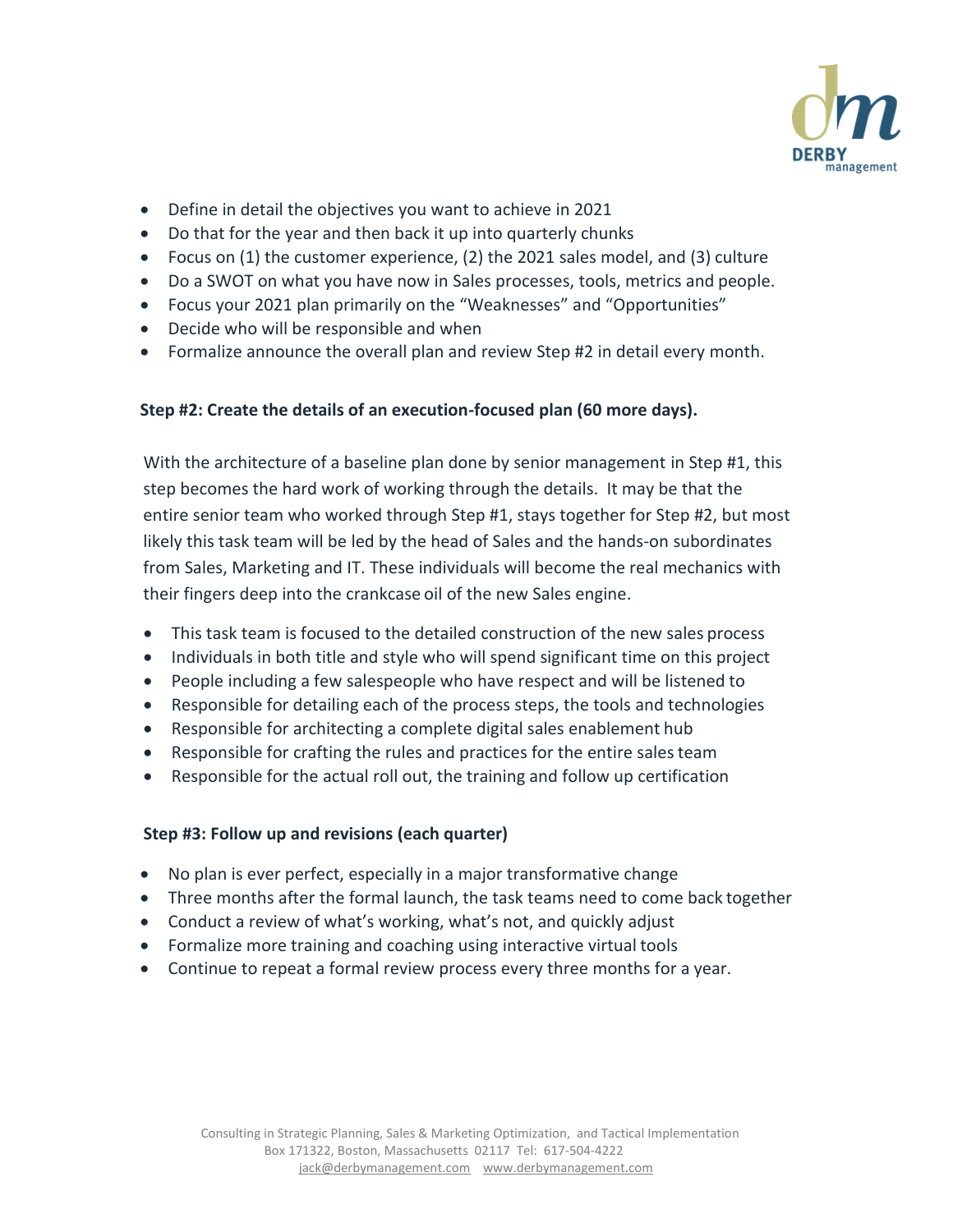- Define in detail the objectives you want to achieve in 2021
- Do that for the year and then back it up into quarterly chunks
- Focus on (1) the customer experience, (2) the 2021 sales model, and (3) culture
- Do a SWOT on what you have now in Sales processes, tools, metrics and people.
- Focus your 2021 plan primarily on the "Weaknesses" and "Opportunities"
- Decide who will be responsible and when
- Formalize announce the overall plan and review Step #2 in detail every month.

**Step #2: Create the details of an execution-focused plan (60 more days).**

With the architecture of a baseline plan done by senior management in Step #1, this step becomes the hard work of working through the details. It may be that the entire senior team who worked through Step #1, stays together for Step #2, but most likely this task team will be led by the head of Sales and the hands-on subordinates from Sales, Marketing and IT. These individuals will become the real mechanics with their fingers deep into the crankcase oil of the new Sales engine.

- This task team is focused to the detailed construction of the new sales process
- Individuals in both title and style who will spend significant time on this project
- People including a few salespeople who have respect and will be listened to
- Responsible for detailing each of the process steps, the tools and technologies
- Responsible for architecting a complete digital sales enablement hub
- Responsible for crafting the rules and practices for the entire sales team
- Responsible for the actual roll out, the training and follow up certification

**Step #3: Follow up and revisions (each quarter)**

- No plan is ever perfect, especially in a major transformative change
- Three months after the formal launch, the task teams need to come back together
- Conduct a review of what's working, what's not, and quickly adjust
- Formalize more training and coaching using interactive virtual tools
- Continue to repeat a formal review process every three months for a year.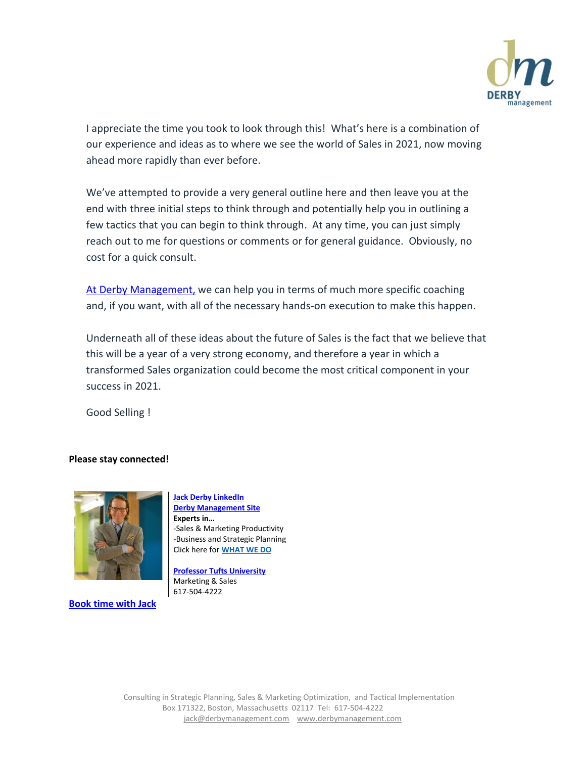I appreciate the time you took to look through this! What's here is a combination of our experience and ideas as to where we see the world of Sales in 2021, now moving ahead more rapidly than ever before.

We've attempted to provide a very general outline here and then leave you at the end with three initial steps to think through and potentially help you in outlining a few tactics that you can begin to think through. At any time, you can just simply reach out to me for questions or comments or for general guidance. Obviously, no cost for a quick consult.

At Derby Management, we can help you in terms of much more specific coaching and, if you want, with all of the necessary hands-on execution to make this happen.

Underneath all of these ideas about the future of Sales is the fact that we believe that this will be a year of a very strong economy, and therefore a year in which a transformed Sales organization could become the most critical component in your success in 2021.

Good Selling !

**Please stay connected!**

**Jack Derby LinkedIn**
**Derby Management Site**
**Experts in…**
-Sales & Marketing Productivity
-Business and Strategic Planning
Click here for **WHAT WE DO**

**Professor Tufts University**
Marketing & Sales
617-504-4222

**Book time with Jack**

Consulting in Strategic Planning, Sales & Marketing Optimization, and Tactical Implementation
Box 171322, Boston, Massachusetts 02117 Tel: 617-504-4222
jack@derbymanagement.com www.derbymanagement.com